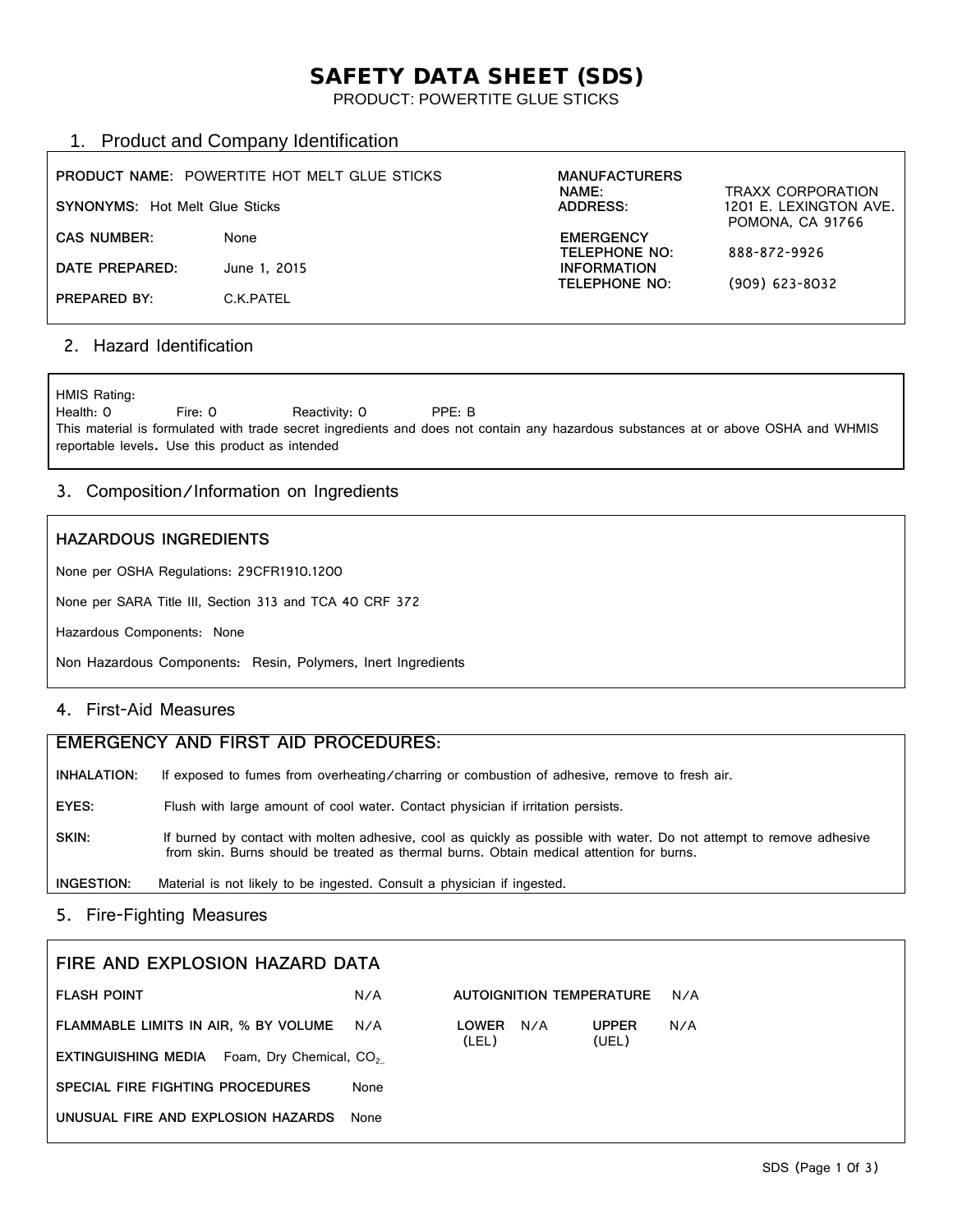# SAFETY DATA SHEET (SDS)

PRODUCT: POWERTITE GLUE STICKS

## 1. Product and Company Identification

**PRODUCT NAME:** POWERTITE HOT MELT GLUE STICKS

**SYNONYMS:** Hot Melt Glue Sticks

**CAS NUMBER:** None

**DATE PREPARED:** June 1, 2015

**PREPARED BY:** C.K.PATEL

**MANUFACTURERS NAME:** TRAXX CORPORATION

**ADDRESS:** 1201 E. LEXINGTON AVE. POMONA, CA 91766

**EMERGENCY TELEPHONE NO:** 888-872-9926

**INFORMATION TELEPHONE NO:** (909) 623-8032

## 2. Hazard Identification

HMIS Rating:

Health: 0 Fire: 0 Reactivity: 0 PPE: B

This material is formulated with trade secret ingredients and does not contain any hazardous substances at or above OSHA and WHMIS reportable levels. Use this product as intended

## 3. Composition/Information on Ingredients

### HAZARDOUS INGREDIENTS

None per OSHA Regulations: 29CFR1910.1200

None per SARA Title III, Section 313 and TCA 40 CRF 372

Hazardous Components: None

Non Hazardous Components: Resin, Polymers, Inert Ingredients

## 4. First-Aid Measures

### EMERGENCY AND FIRST AID PROCEDURES:

**INHALATION:** If exposed to fumes from overheating/charring or combustion of adhesive, remove to fresh air.

**EYES:** Flush with large amount of cool water. Contact physician if irritation persists.

**SKIN:** If burned by contact with molten adhesive, cool as quickly as possible with water. Do not attempt to remove adhesive from skin. Burns should be treated as thermal burns. Obtain medical attention for burns.

**INGESTION:** Material is not likely to be ingested. Consult a physician if ingested.

## 5. Fire-Fighting Measures

### FIRE AND EXPLOSION HAZARD DATA

**FLASH POINT** N/A

**AUTOIGNITION TEMPERATURE** N/A

**FLAMMABLE LIMITS IN AIR, % BY VOLUME** N/A **LOWER (LEL)** N/A **UPPER (UEL)** N/A

**EXTINGUISHING MEDIA** Foam, Dry Chemical, $CO_2$

**SPECIAL FIRE FIGHTING PROCEDURES** None

**UNUSUAL FIRE AND EXPLOSION HAZARDS** None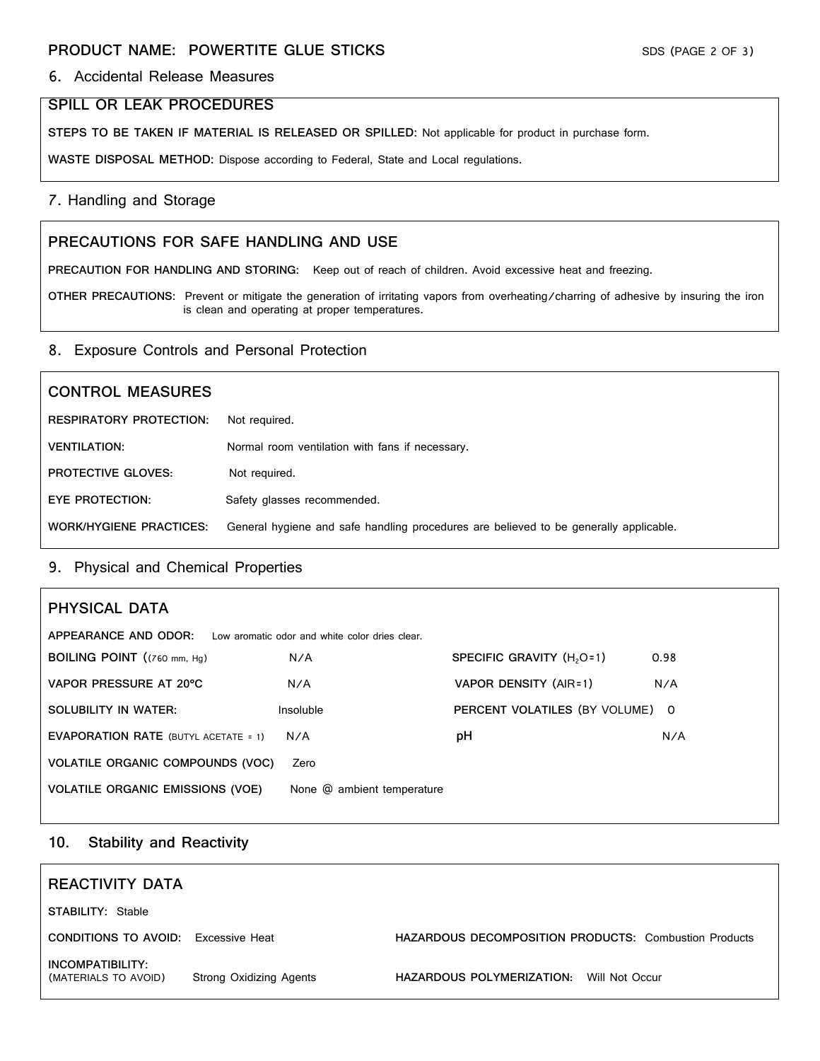## 6. Accidental Release Measures

### SPILL OR LEAK PROCEDURES

**STEPS TO BE TAKEN IF MATERIAL IS RELEASED OR SPILLED:** Not applicable for product in purchase form.

**WASTE DISPOSAL METHOD:** Dispose according to Federal, State and Local regulations.

## 7. Handling and Storage

### PRECAUTIONS FOR SAFE HANDLING AND USE

**PRECAUTION FOR HANDLING AND STORING:** Keep out of reach of children. Avoid excessive heat and freezing.

**OTHER PRECAUTIONS:** Prevent or mitigate the generation of irritating vapors from overheating/charring of adhesive by insuring the iron is clean and operating at proper temperatures.

## 8. Exposure Controls and Personal Protection

### CONTROL MEASURES

**RESPIRATORY PROTECTION:** Not required.

**VENTILATION:** Normal room ventilation with fans if necessary.

**PROTECTIVE GLOVES:** Not required.

**EYE PROTECTION:** Safety glasses recommended.

**WORK/HYGIENE PRACTICES:** General hygiene and safe handling procedures are believed to be generally applicable.

## 9. Physical and Chemical Properties

### PHYSICAL DATA

**APPEARANCE AND ODOR:** Low aromatic odor and white color dries clear.

| | | | |
|---|---|---|---|
| **BOILING POINT** ((760 mm, Hg) | N/A | **SPECIFIC GRAVITY** ($H_2O$=1) | 0.98 |
| **VAPOR PRESSURE AT 20°C** | N/A | **VAPOR DENSITY** (AIR=1) | N/A |
| **SOLUBILITY IN WATER:** | Insoluble | **PERCENT VOLATILES** (BY VOLUME) | 0 |
| **EVAPORATION RATE** (BUTYL ACETATE = 1) | N/A | **pH** | N/A |

**VOLATILE ORGANIC COMPOUNDS (VOC)** Zero

**VOLATILE ORGANIC EMISSIONS (VOE)** None @ ambient temperature

## 10. Stability and Reactivity

### REACTIVITY DATA

**STABILITY:** Stable

**CONDITIONS TO AVOID:** Excessive Heat

**HAZARDOUS DECOMPOSITION PRODUCTS:** Combustion Products

**INCOMPATIBILITY:** (MATERIALS TO AVOID) Strong Oxidizing Agents

**HAZARDOUS POLYMERIZATION:** Will Not Occur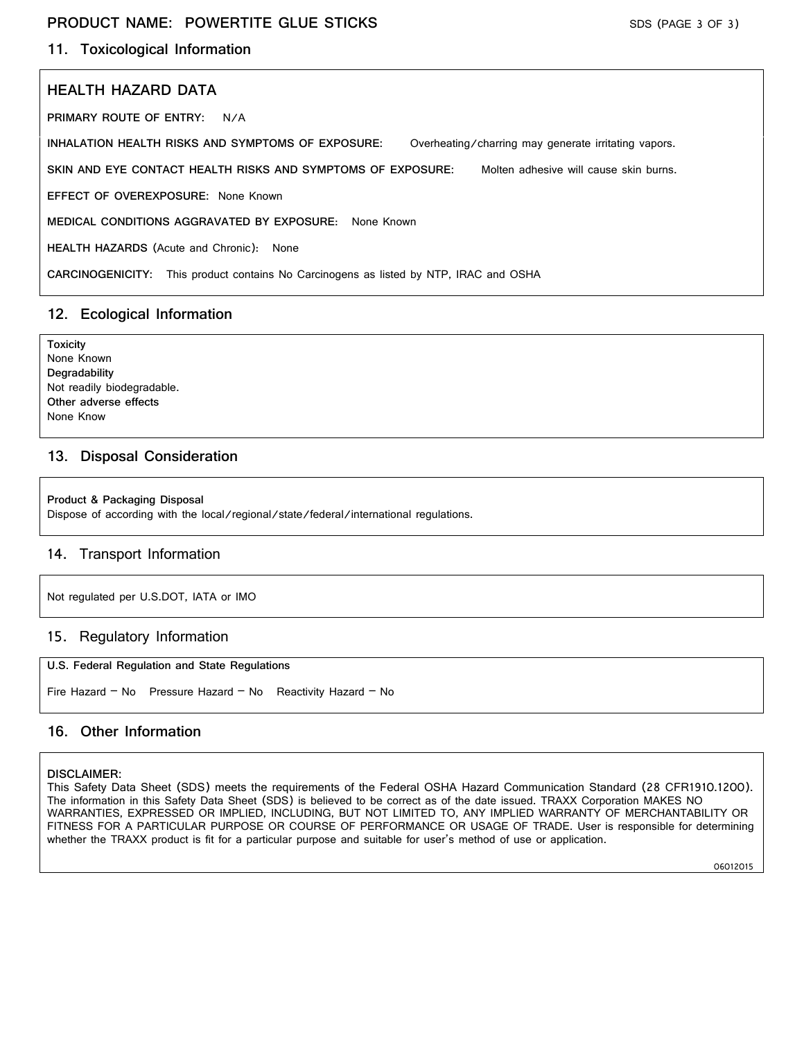## 11. Toxicological Information

### HEALTH HAZARD DATA

**PRIMARY ROUTE OF ENTRY:** N/A

**INHALATION HEALTH RISKS AND SYMPTOMS OF EXPOSURE:** Overheating/charring may generate irritating vapors.

**SKIN AND EYE CONTACT HEALTH RISKS AND SYMPTOMS OF EXPOSURE:** Molten adhesive will cause skin burns.

**EFFECT OF OVEREXPOSURE:** None Known

**MEDICAL CONDITIONS AGGRAVATED BY EXPOSURE:** None Known

**HEALTH HAZARDS** (Acute and Chronic): None

**CARCINOGENICITY:** This product contains No Carcinogens as listed by NTP, IRAC and OSHA

## 12. Ecological Information

**Toxicity**
None Known
**Degradability**
Not readily biodegradable.
**Other adverse effects**
None Know

## 13. Disposal Consideration

**Product & Packaging Disposal**
Dispose of according with the local/regional/state/federal/international regulations.

## 14. Transport Information

Not regulated per U.S.DOT, IATA or IMO

## 15. Regulatory Information

**U.S. Federal Regulation and State Regulations**

Fire Hazard – No Pressure Hazard – No Reactivity Hazard – No

## 16. Other Information

**DISCLAIMER:**
This Safety Data Sheet (SDS) meets the requirements of the Federal OSHA Hazard Communication Standard (28 CFR1910.1200). The information in this Safety Data Sheet (SDS) is believed to be correct as of the date issued. TRAXX Corporation MAKES NO WARRANTIES, EXPRESSED OR IMPLIED, INCLUDING, BUT NOT LIMITED TO, ANY IMPLIED WARRANTY OF MERCHANTABILITY OR FITNESS FOR A PARTICULAR PURPOSE OR COURSE OF PERFORMANCE OR USAGE OF TRADE. User is responsible for determining whether the TRAXX product is fit for a particular purpose and suitable for user's method of use or application.

06012015